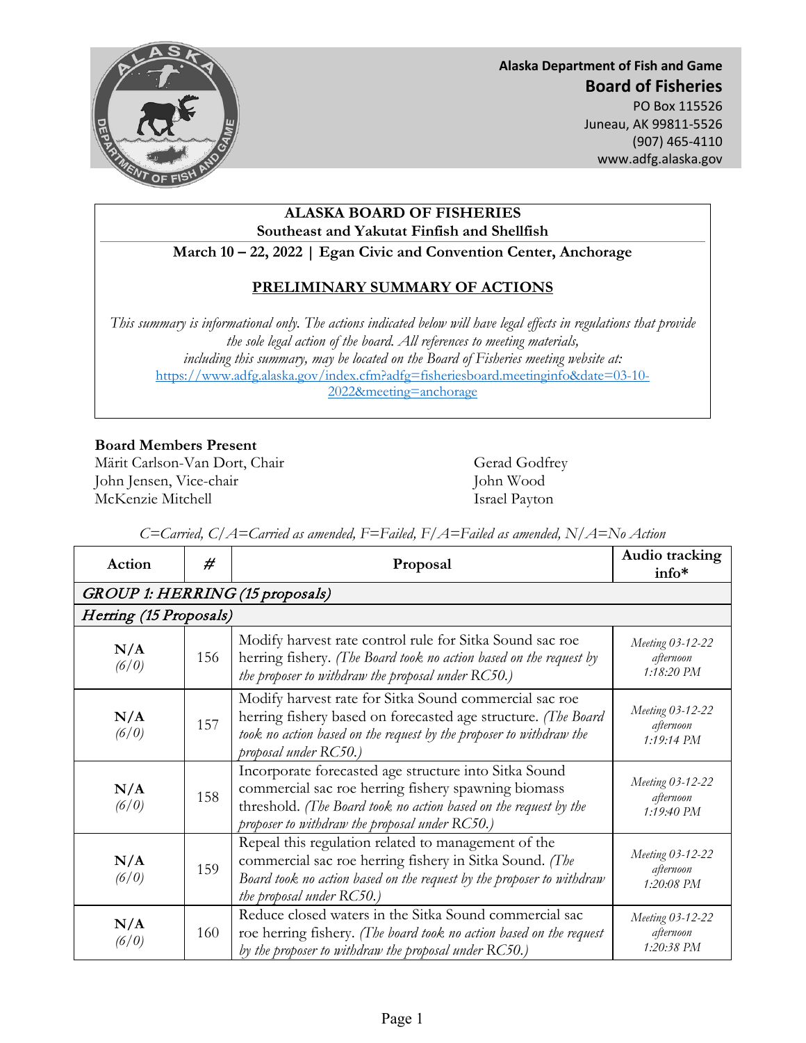Alaska Department of Fish and Game
**Board of Fisheries**
PO Box 115526
Juneau, AK 99811-5526
(907) 465-4110
www.adfg.alaska.gov

# ALASKA BOARD OF FISHERIES
## Southeast and Yakutat Finfish and Shellfish

**March 10 – 22, 2022 | Egan Civic and Convention Center, Anchorage**

## PRELIMINARY SUMMARY OF ACTIONS

*This summary is informational only. The actions indicated below will have legal effects in regulations that provide the sole legal action of the board. All references to meeting materials, including this summary, may be located on the Board of Fisheries meeting website at:* https://www.adfg.alaska.gov/index.cfm?adfg=fisheriesboard.meetinginfo&date=03-10-2022&meeting=anchorage

**Board Members Present**

Märit Carlson-Van Dort, Chair
John Jensen, Vice-chair
McKenzie Mitchell
Gerad Godfrey
John Wood
Israel Payton

*C=Carried, C/A=Carried as amended, F=Failed, F/A=Failed as amended, N/A=No Action*

| Action | # | Proposal | Audio tracking info* |
|---|---|---|---|
| *GROUP 1: HERRING (15 proposals)* | | | |
| *Herring (15 Proposals)* | | | |
| **N/A** *(6/0)* | 156 | Modify harvest rate control rule for Sitka Sound sac roe herring fishery. *(The Board took no action based on the request by the proposer to withdraw the proposal under RC50.)* | *Meeting 03-12-22 afternoon 1:18:20 PM* |
| **N/A** *(6/0)* | 157 | Modify harvest rate for Sitka Sound commercial sac roe herring fishery based on forecasted age structure. *(The Board took no action based on the request by the proposer to withdraw the proposal under RC50.)* | *Meeting 03-12-22 afternoon 1:19:14 PM* |
| **N/A** *(6/0)* | 158 | Incorporate forecasted age structure into Sitka Sound commercial sac roe herring fishery spawning biomass threshold. *(The Board took no action based on the request by the proposer to withdraw the proposal under RC50.)* | *Meeting 03-12-22 afternoon 1:19:40 PM* |
| **N/A** *(6/0)* | 159 | Repeal this regulation related to management of the commercial sac roe herring fishery in Sitka Sound. *(The Board took no action based on the request by the proposer to withdraw the proposal under RC50.)* | *Meeting 03-12-22 afternoon 1:20:08 PM* |
| **N/A** *(6/0)* | 160 | Reduce closed waters in the Sitka Sound commercial sac roe herring fishery. *(The board took no action based on the request by the proposer to withdraw the proposal under RC50.)* | *Meeting 03-12-22 afternoon 1:20:38 PM* |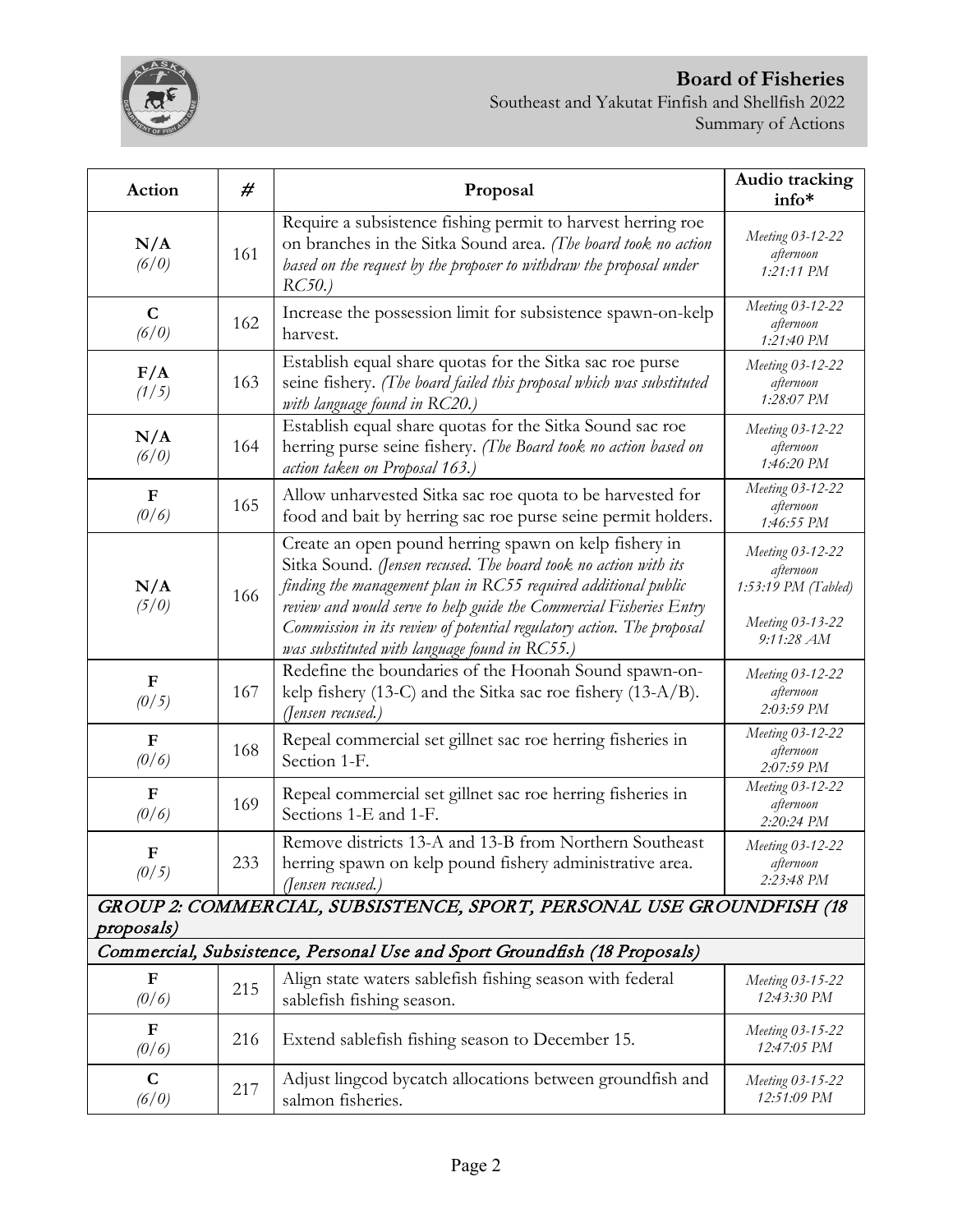| Action | # | Proposal | Audio tracking info* |
|---|---|---|---|
| **N/A** *(6/0)* | 161 | Require a subsistence fishing permit to harvest herring roe on branches in the Sitka Sound area. *(The board took no action based on the request by the proposer to withdraw the proposal under RC50.)* | *Meeting 03-12-22 afternoon 1:21:11 PM* |
| **C** *(6/0)* | 162 | Increase the possession limit for subsistence spawn-on-kelp harvest. | *Meeting 03-12-22 afternoon 1:21:40 PM* |
| **F/A** *(1/5)* | 163 | Establish equal share quotas for the Sitka sac roe purse seine fishery. *(The board failed this proposal which was substituted with language found in RC20.)* | *Meeting 03-12-22 afternoon 1:28:07 PM* |
| **N/A** *(6/0)* | 164 | Establish equal share quotas for the Sitka Sound sac roe herring purse seine fishery. *(The Board took no action based on action taken on Proposal 163.)* | *Meeting 03-12-22 afternoon 1:46:20 PM* |
| **F** *(0/6)* | 165 | Allow unharvested Sitka sac roe quota to be harvested for food and bait by herring sac roe purse seine permit holders. | *Meeting 03-12-22 afternoon 1:46:55 PM* |
| **N/A** *(5/0)* | 166 | Create an open pound herring spawn on kelp fishery in Sitka Sound. *(Jensen recused. The board took no action with its finding the management plan in RC55 required additional public review and would serve to help guide the Commercial Fisheries Entry Commission in its review of potential regulatory action. The proposal was substituted with language found in RC55.)* | *Meeting 03-12-22 afternoon 1:53:19 PM (Tabled)* *Meeting 03-13-22 9:11:28 AM* |
| **F** *(0/5)* | 167 | Redefine the boundaries of the Hoonah Sound spawn-on-kelp fishery (13-C) and the Sitka sac roe fishery (13-A/B). *(Jensen recused.)* | *Meeting 03-12-22 afternoon 2:03:59 PM* |
| **F** *(0/6)* | 168 | Repeal commercial set gillnet sac roe herring fisheries in Section 1-F. | *Meeting 03-12-22 afternoon 2:07:59 PM* |
| **F** *(0/6)* | 169 | Repeal commercial set gillnet sac roe herring fisheries in Sections 1-E and 1-F. | *Meeting 03-12-22 afternoon 2:20:24 PM* |
| **F** *(0/5)* | 233 | Remove districts 13-A and 13-B from Northern Southeast herring spawn on kelp pound fishery administrative area. *(Jensen recused.)* | *Meeting 03-12-22 afternoon 2:23:48 PM* |
| ***GROUP 2: COMMERCIAL, SUBSISTENCE, SPORT, PERSONAL USE GROUNDFISH (18 proposals)*** | | | |
| ***Commercial, Subsistence, Personal Use and Sport Groundfish (18 Proposals)*** | | | |
| **F** *(0/6)* | 215 | Align state waters sablefish fishing season with federal sablefish fishing season. | *Meeting 03-15-22 12:43:30 PM* |
| **F** *(0/6)* | 216 | Extend sablefish fishing season to December 15. | *Meeting 03-15-22 12:47:05 PM* |
| **C** *(6/0)* | 217 | Adjust lingcod bycatch allocations between groundfish and salmon fisheries. | *Meeting 03-15-22 12:51:09 PM* |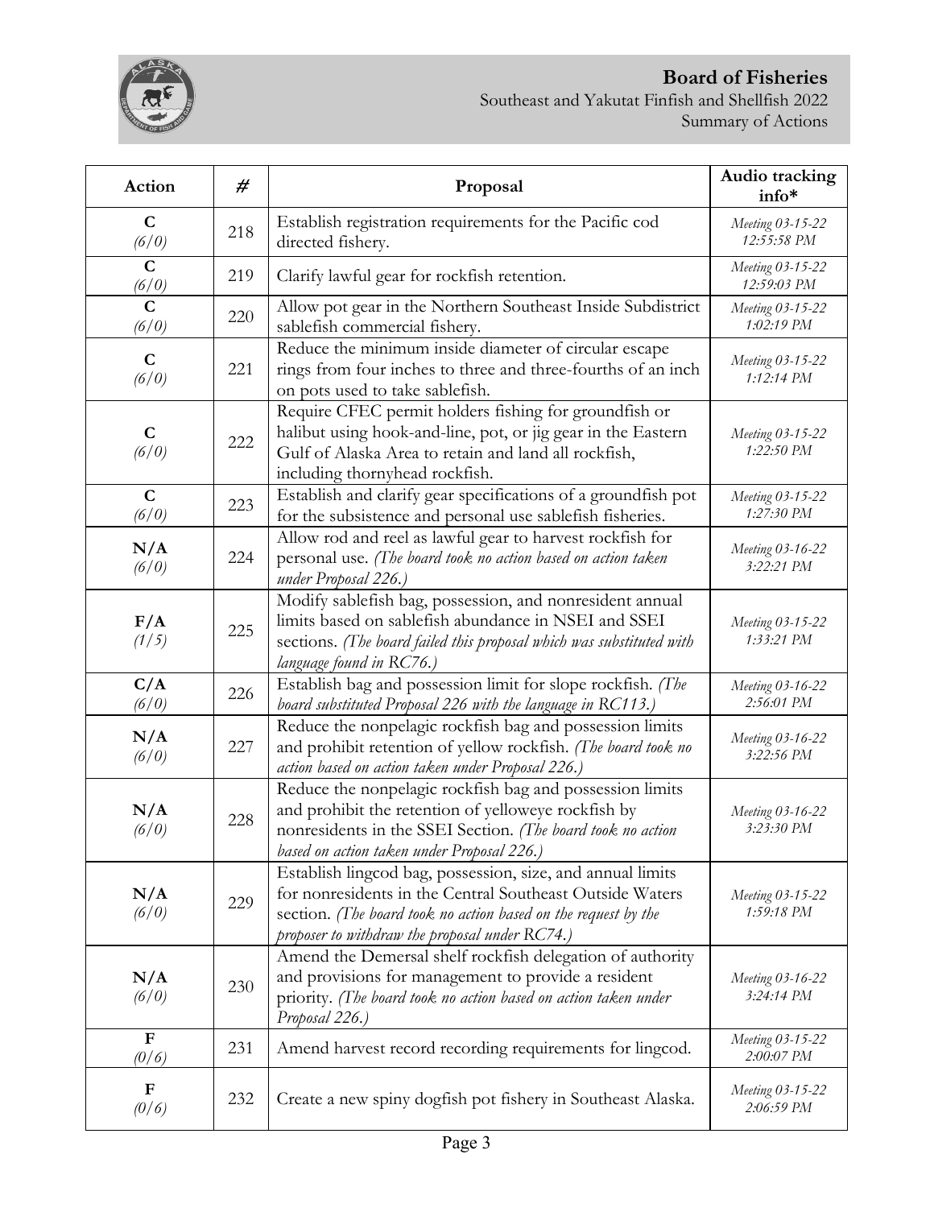| Action | # | Proposal | Audio tracking info* |
|---|---|---|---|
| **C** *(6/0)* | 218 | Establish registration requirements for the Pacific cod directed fishery. | *Meeting 03-15-22 12:55:58 PM* |
| **C** *(6/0)* | 219 | Clarify lawful gear for rockfish retention. | *Meeting 03-15-22 12:59:03 PM* |
| **C** *(6/0)* | 220 | Allow pot gear in the Northern Southeast Inside Subdistrict sablefish commercial fishery. | *Meeting 03-15-22 1:02:19 PM* |
| **C** *(6/0)* | 221 | Reduce the minimum inside diameter of circular escape rings from four inches to three and three-fourths of an inch on pots used to take sablefish. | *Meeting 03-15-22 1:12:14 PM* |
| **C** *(6/0)* | 222 | Require CFEC permit holders fishing for groundfish or halibut using hook-and-line, pot, or jig gear in the Eastern Gulf of Alaska Area to retain and land all rockfish, including thornyhead rockfish. | *Meeting 03-15-22 1:22:50 PM* |
| **C** *(6/0)* | 223 | Establish and clarify gear specifications of a groundfish pot for the subsistence and personal use sablefish fisheries. | *Meeting 03-15-22 1:27:30 PM* |
| **N/A** *(6/0)* | 224 | Allow rod and reel as lawful gear to harvest rockfish for personal use. *(The board took no action based on action taken under Proposal 226.)* | *Meeting 03-16-22 3:22:21 PM* |
| **F/A** *(1/5)* | 225 | Modify sablefish bag, possession, and nonresident annual limits based on sablefish abundance in NSEI and SSEI sections. *(The board failed this proposal which was substituted with language found in RC76.)* | *Meeting 03-15-22 1:33:21 PM* |
| **C/A** *(6/0)* | 226 | Establish bag and possession limit for slope rockfish. *(The board substituted Proposal 226 with the language in RC113.)* | *Meeting 03-16-22 2:56:01 PM* |
| **N/A** *(6/0)* | 227 | Reduce the nonpelagic rockfish bag and possession limits and prohibit retention of yellow rockfish. *(The board took no action based on action taken under Proposal 226.)* | *Meeting 03-16-22 3:22:56 PM* |
| **N/A** *(6/0)* | 228 | Reduce the nonpelagic rockfish bag and possession limits and prohibit the retention of yelloweye rockfish by nonresidents in the SSEI Section. *(The board took no action based on action taken under Proposal 226.)* | *Meeting 03-16-22 3:23:30 PM* |
| **N/A** *(6/0)* | 229 | Establish lingcod bag, possession, size, and annual limits for nonresidents in the Central Southeast Outside Waters section. *(The board took no action based on the request by the proposer to withdraw the proposal under RC74.)* | *Meeting 03-15-22 1:59:18 PM* |
| **N/A** *(6/0)* | 230 | Amend the Demersal shelf rockfish delegation of authority and provisions for management to provide a resident priority. *(The board took no action based on action taken under Proposal 226.)* | *Meeting 03-16-22 3:24:14 PM* |
| **F** *(0/6)* | 231 | Amend harvest record recording requirements for lingcod. | *Meeting 03-15-22 2:00:07 PM* |
| **F** *(0/6)* | 232 | Create a new spiny dogfish pot fishery in Southeast Alaska. | *Meeting 03-15-22 2:06:59 PM* |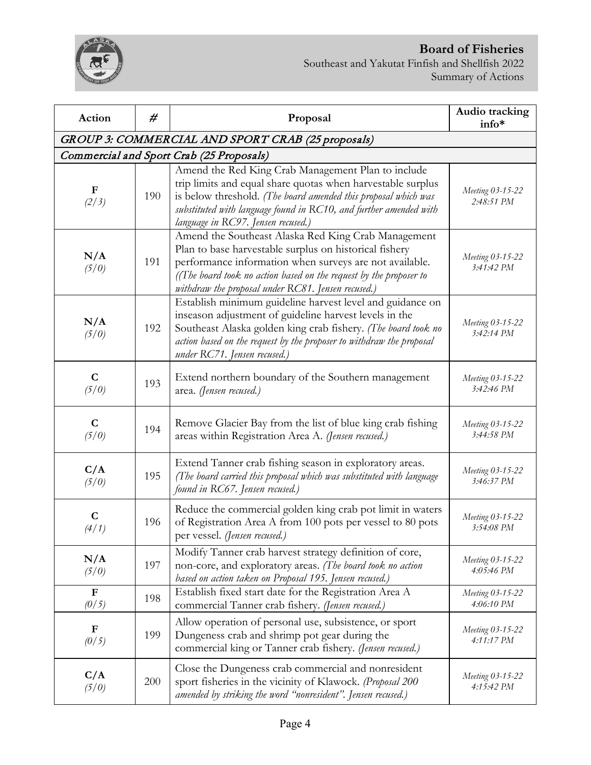| Action | # | Proposal | Audio tracking info* |
|---|---|---|---|
| *GROUP 3: COMMERCIAL AND SPORT CRAB (25 proposals)* | | | |
| *Commercial and Sport Crab (25 Proposals)* | | | |
| **F** *(2/3)* | 190 | Amend the Red King Crab Management Plan to include trip limits and equal share quotas when harvestable surplus is below threshold. *(The board amended this proposal which was substituted with language found in RC10, and further amended with language in RC97. Jensen recused.)* | *Meeting 03-15-22 2:48:51 PM* |
| **N/A** *(5/0)* | 191 | Amend the Southeast Alaska Red King Crab Management Plan to base harvestable surplus on historical fishery performance information when surveys are not available. *((The board took no action based on the request by the proposer to withdraw the proposal under RC81. Jensen recused.)* | *Meeting 03-15-22 3:41:42 PM* |
| **N/A** *(5/0)* | 192 | Establish minimum guideline harvest level and guidance on inseason adjustment of guideline harvest levels in the Southeast Alaska golden king crab fishery. *(The board took no action based on the request by the proposer to withdraw the proposal under RC71. Jensen recused.)* | *Meeting 03-15-22 3:42:14 PM* |
| **C** *(5/0)* | 193 | Extend northern boundary of the Southern management area. *(Jensen recused.)* | *Meeting 03-15-22 3:42:46 PM* |
| **C** *(5/0)* | 194 | Remove Glacier Bay from the list of blue king crab fishing areas within Registration Area A. *(Jensen recused.)* | *Meeting 03-15-22 3:44:58 PM* |
| **C/A** *(5/0)* | 195 | Extend Tanner crab fishing season in exploratory areas. *(The board carried this proposal which was substituted with language found in RC67. Jensen recused.)* | *Meeting 03-15-22 3:46:37 PM* |
| **C** *(4/1)* | 196 | Reduce the commercial golden king crab pot limit in waters of Registration Area A from 100 pots per vessel to 80 pots per vessel. *(Jensen recused.)* | *Meeting 03-15-22 3:54:08 PM* |
| **N/A** *(5/0)* | 197 | Modify Tanner crab harvest strategy definition of core, non-core, and exploratory areas. *(The board took no action based on action taken on Proposal 195. Jensen recused.)* | *Meeting 03-15-22 4:05:46 PM* |
| **F** *(0/5)* | 198 | Establish fixed start date for the Registration Area A commercial Tanner crab fishery. *(Jensen recused.)* | *Meeting 03-15-22 4:06:10 PM* |
| **F** *(0/5)* | 199 | Allow operation of personal use, subsistence, or sport Dungeness crab and shrimp pot gear during the commercial king or Tanner crab fishery. *(Jensen recused.)* | *Meeting 03-15-22 4:11:17 PM* |
| **C/A** *(5/0)* | 200 | Close the Dungeness crab commercial and nonresident sport fisheries in the vicinity of Klawock. *(Proposal 200 amended by striking the word "nonresident". Jensen recused.)* | *Meeting 03-15-22 4:15:42 PM* |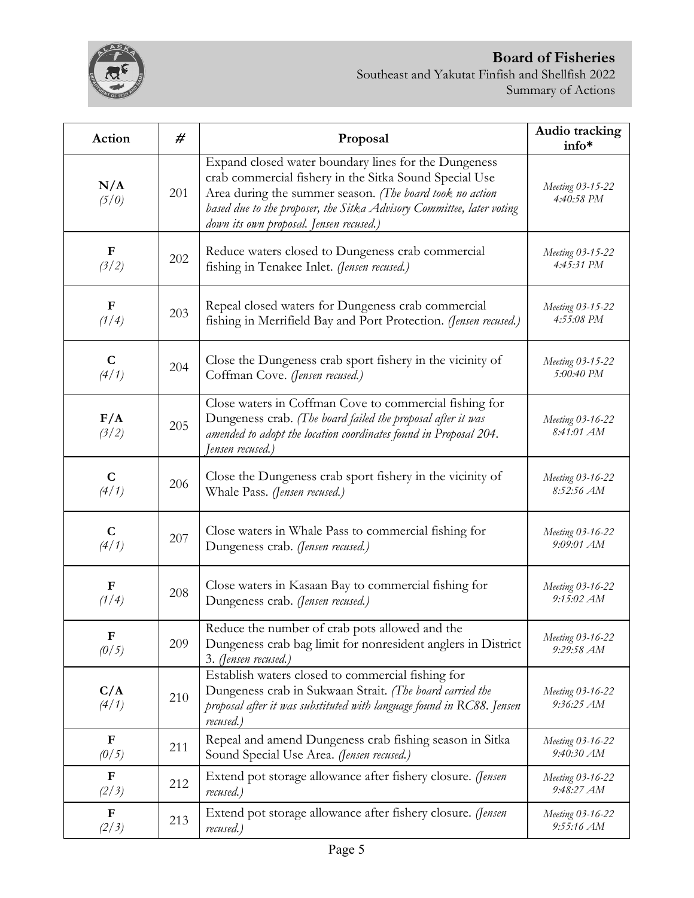| Action | # | Proposal | Audio tracking info* |
|---|---|---|---|
| **N/A** *(5/0)* | 201 | Expand closed water boundary lines for the Dungeness crab commercial fishery in the Sitka Sound Special Use Area during the summer season. *(The board took no action based due to the proposer, the Sitka Advisory Committee, later voting down its own proposal. Jensen recused.)* | *Meeting 03-15-22 4:40:58 PM* |
| **F** *(3/2)* | 202 | Reduce waters closed to Dungeness crab commercial fishing in Tenakee Inlet. *(Jensen recused.)* | *Meeting 03-15-22 4:45:31 PM* |
| **F** *(1/4)* | 203 | Repeal closed waters for Dungeness crab commercial fishing in Merrifield Bay and Port Protection. *(Jensen recused.)* | *Meeting 03-15-22 4:55:08 PM* |
| **C** *(4/1)* | 204 | Close the Dungeness crab sport fishery in the vicinity of Coffman Cove. *(Jensen recused.)* | *Meeting 03-15-22 5:00:40 PM* |
| **F/A** *(3/2)* | 205 | Close waters in Coffman Cove to commercial fishing for Dungeness crab. *(The board failed the proposal after it was amended to adopt the location coordinates found in Proposal 204. Jensen recused.)* | *Meeting 03-16-22 8:41:01 AM* |
| **C** *(4/1)* | 206 | Close the Dungeness crab sport fishery in the vicinity of Whale Pass. *(Jensen recused.)* | *Meeting 03-16-22 8:52:56 AM* |
| **C** *(4/1)* | 207 | Close waters in Whale Pass to commercial fishing for Dungeness crab. *(Jensen recused.)* | *Meeting 03-16-22 9:09:01 AM* |
| **F** *(1/4)* | 208 | Close waters in Kasaan Bay to commercial fishing for Dungeness crab. *(Jensen recused.)* | *Meeting 03-16-22 9:15:02 AM* |
| **F** *(0/5)* | 209 | Reduce the number of crab pots allowed and the Dungeness crab bag limit for nonresident anglers in District 3. *(Jensen recused.)* | *Meeting 03-16-22 9:29:58 AM* |
| **C/A** *(4/1)* | 210 | Establish waters closed to commercial fishing for Dungeness crab in Sukwaan Strait. *(The board carried the proposal after it was substituted with language found in RC88. Jensen recused.)* | *Meeting 03-16-22 9:36:25 AM* |
| **F** *(0/5)* | 211 | Repeal and amend Dungeness crab fishing season in Sitka Sound Special Use Area. *(Jensen recused.)* | *Meeting 03-16-22 9:40:30 AM* |
| **F** *(2/3)* | 212 | Extend pot storage allowance after fishery closure. *(Jensen recused.)* | *Meeting 03-16-22 9:48:27 AM* |
| **F** *(2/3)* | 213 | Extend pot storage allowance after fishery closure. *(Jensen recused.)* | *Meeting 03-16-22 9:55:16 AM* |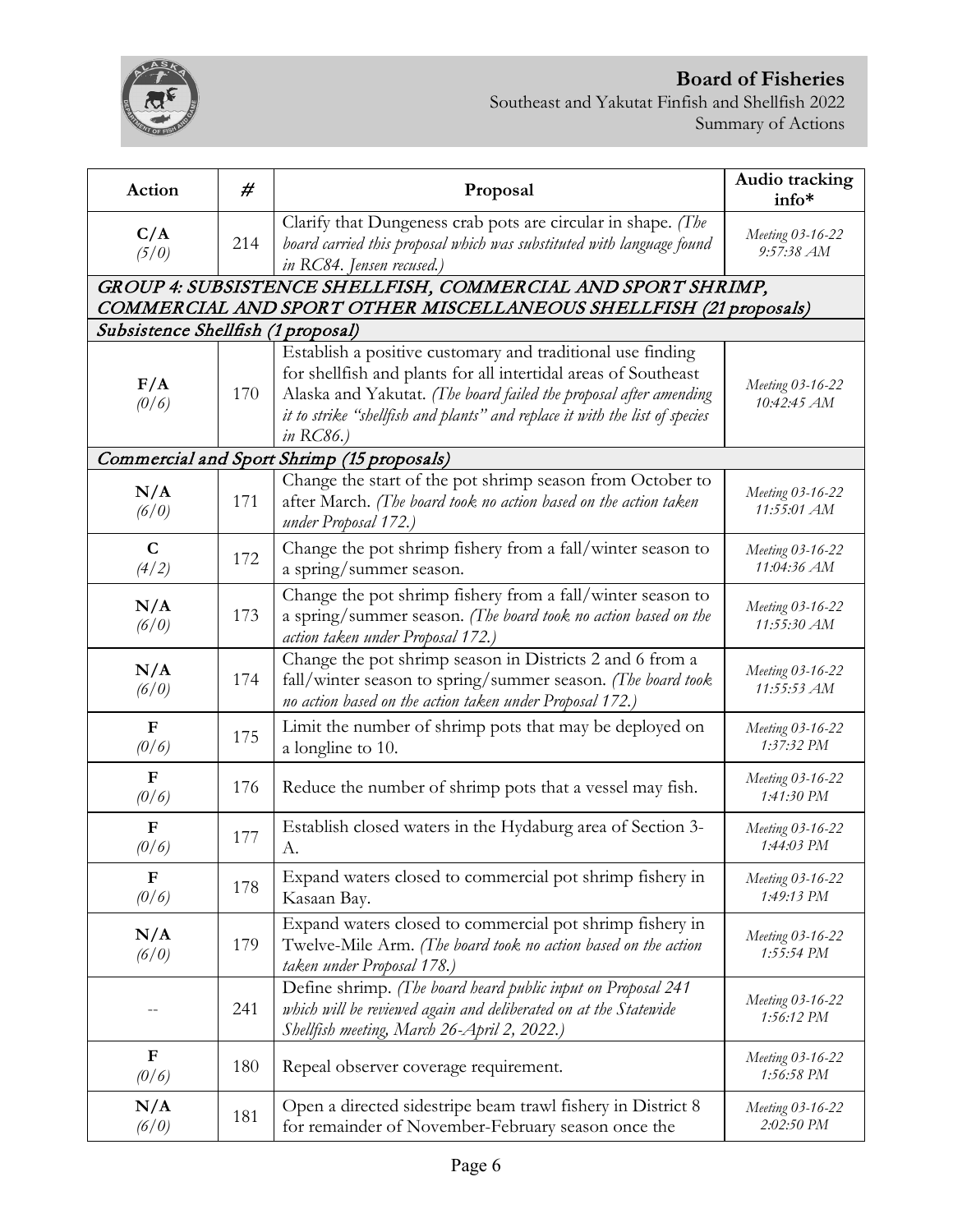| Action | # | Proposal | Audio tracking info* |
|---|---|---|---|
| **C/A** *(5/0)* | 214 | Clarify that Dungeness crab pots are circular in shape. *(The board carried this proposal which was substituted with language found in RC84. Jensen recused.)* | *Meeting 03-16-22 9:57:38 AM* |
| ***GROUP 4: SUBSISTENCE SHELLFISH, COMMERCIAL AND SPORT SHRIMP, COMMERCIAL AND SPORT OTHER MISCELLANEOUS SHELLFISH (21 proposals)*** | | | |
| ***Subsistence Shellfish (1 proposal)*** | | | |
| **F/A** *(0/6)* | 170 | Establish a positive customary and traditional use finding for shellfish and plants for all intertidal areas of Southeast Alaska and Yakutat. *(The board failed the proposal after amending it to strike "shellfish and plants" and replace it with the list of species in RC86.)* | *Meeting 03-16-22 10:42:45 AM* |
| ***Commercial and Sport Shrimp (15 proposals)*** | | | |
| **N/A** *(6/0)* | 171 | Change the start of the pot shrimp season from October to after March. *(The board took no action based on the action taken under Proposal 172.)* | *Meeting 03-16-22 11:55:01 AM* |
| **C** *(4/2)* | 172 | Change the pot shrimp fishery from a fall/winter season to a spring/summer season. | *Meeting 03-16-22 11:04:36 AM* |
| **N/A** *(6/0)* | 173 | Change the pot shrimp fishery from a fall/winter season to a spring/summer season. *(The board took no action based on the action taken under Proposal 172.)* | *Meeting 03-16-22 11:55:30 AM* |
| **N/A** *(6/0)* | 174 | Change the pot shrimp season in Districts 2 and 6 from a fall/winter season to spring/summer season. *(The board took no action based on the action taken under Proposal 172.)* | *Meeting 03-16-22 11:55:53 AM* |
| **F** *(0/6)* | 175 | Limit the number of shrimp pots that may be deployed on a longline to 10. | *Meeting 03-16-22 1:37:32 PM* |
| **F** *(0/6)* | 176 | Reduce the number of shrimp pots that a vessel may fish. | *Meeting 03-16-22 1:41:30 PM* |
| **F** *(0/6)* | 177 | Establish closed waters in the Hydaburg area of Section 3-A. | *Meeting 03-16-22 1:44:03 PM* |
| **F** *(0/6)* | 178 | Expand waters closed to commercial pot shrimp fishery in Kasaan Bay. | *Meeting 03-16-22 1:49:13 PM* |
| **N/A** *(6/0)* | 179 | Expand waters closed to commercial pot shrimp fishery in Twelve-Mile Arm. *(The board took no action based on the action taken under Proposal 178.)* | *Meeting 03-16-22 1:55:54 PM* |
| -- | 241 | Define shrimp. *(The board heard public input on Proposal 241 which will be reviewed again and deliberated on at the Statewide Shellfish meeting, March 26-April 2, 2022.)* | *Meeting 03-16-22 1:56:12 PM* |
| **F** *(0/6)* | 180 | Repeal observer coverage requirement. | *Meeting 03-16-22 1:56:58 PM* |
| **N/A** *(6/0)* | 181 | Open a directed sidestripe beam trawl fishery in District 8 for remainder of November-February season once the | *Meeting 03-16-22 2:02:50 PM* |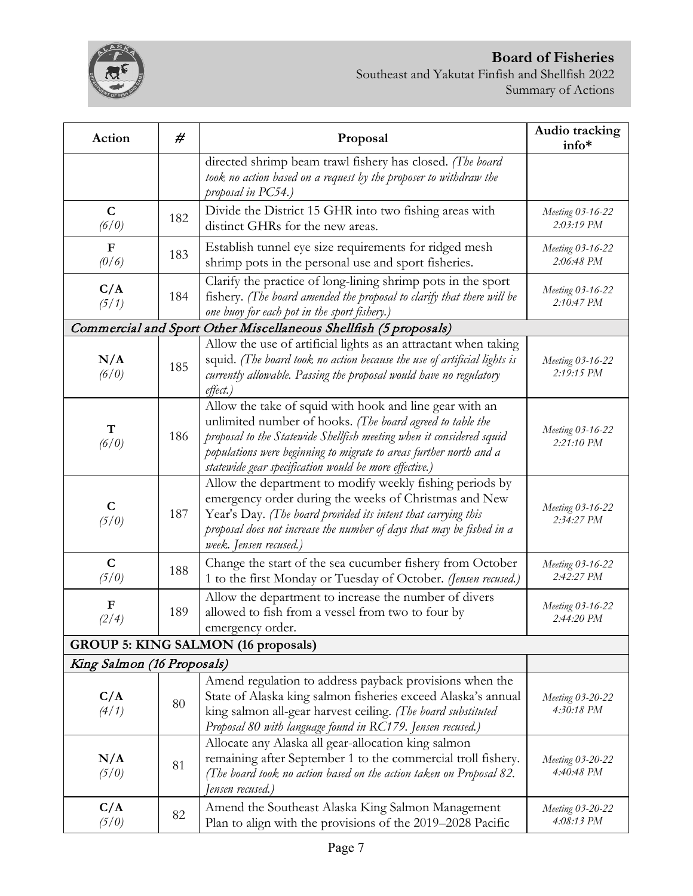| Action | # | Proposal | Audio tracking info* |
|---|---|---|---|
| | | directed shrimp beam trawl fishery has closed. *(The board took no action based on a request by the proposer to withdraw the proposal in PC54.)* | |
| **C** *(6/0)* | 182 | Divide the District 15 GHR into two fishing areas with distinct GHRs for the new areas. | *Meeting 03-16-22 2:03:19 PM* |
| **F** *(0/6)* | 183 | Establish tunnel eye size requirements for ridged mesh shrimp pots in the personal use and sport fisheries. | *Meeting 03-16-22 2:06:48 PM* |
| **C/A** *(5/1)* | 184 | Clarify the practice of long-lining shrimp pots in the sport fishery. *(The board amended the proposal to clarify that there will be one buoy for each pot in the sport fishery.)* | *Meeting 03-16-22 2:10:47 PM* |
| ***Commercial and Sport Other Miscellaneous Shellfish (5 proposals)*** | | | |
| **N/A** *(6/0)* | 185 | Allow the use of artificial lights as an attractant when taking squid. *(The board took no action because the use of artificial lights is currently allowable. Passing the proposal would have no regulatory effect.)* | *Meeting 03-16-22 2:19:15 PM* |
| **T** *(6/0)* | 186 | Allow the take of squid with hook and line gear with an unlimited number of hooks. *(The board agreed to table the proposal to the Statewide Shellfish meeting when it considered squid populations were beginning to migrate to areas further north and a statewide gear specification would be more effective.)* | *Meeting 03-16-22 2:21:10 PM* |
| **C** *(5/0)* | 187 | Allow the department to modify weekly fishing periods by emergency order during the weeks of Christmas and New Year's Day. *(The board provided its intent that carrying this proposal does not increase the number of days that may be fished in a week. Jensen recused.)* | *Meeting 03-16-22 2:34:27 PM* |
| **C** *(5/0)* | 188 | Change the start of the sea cucumber fishery from October 1 to the first Monday or Tuesday of October. *(Jensen recused.)* | *Meeting 03-16-22 2:42:27 PM* |
| **F** *(2/4)* | 189 | Allow the department to increase the number of divers allowed to fish from a vessel from two to four by emergency order. | *Meeting 03-16-22 2:44:20 PM* |
| **GROUP 5: KING SALMON (16 proposals)** | | | |
| ***King Salmon (16 Proposals)*** | | | |
| **C/A** *(4/1)* | 80 | Amend regulation to address payback provisions when the State of Alaska king salmon fisheries exceed Alaska's annual king salmon all-gear harvest ceiling. *(The board substituted Proposal 80 with language found in RC179. Jensen recused.)* | *Meeting 03-20-22 4:30:18 PM* |
| **N/A** *(5/0)* | 81 | Allocate any Alaska all gear-allocation king salmon remaining after September 1 to the commercial troll fishery. *(The board took no action based on the action taken on Proposal 82. Jensen recused.)* | *Meeting 03-20-22 4:40:48 PM* |
| **C/A** *(5/0)* | 82 | Amend the Southeast Alaska King Salmon Management Plan to align with the provisions of the 2019–2028 Pacific | *Meeting 03-20-22 4:08:13 PM* |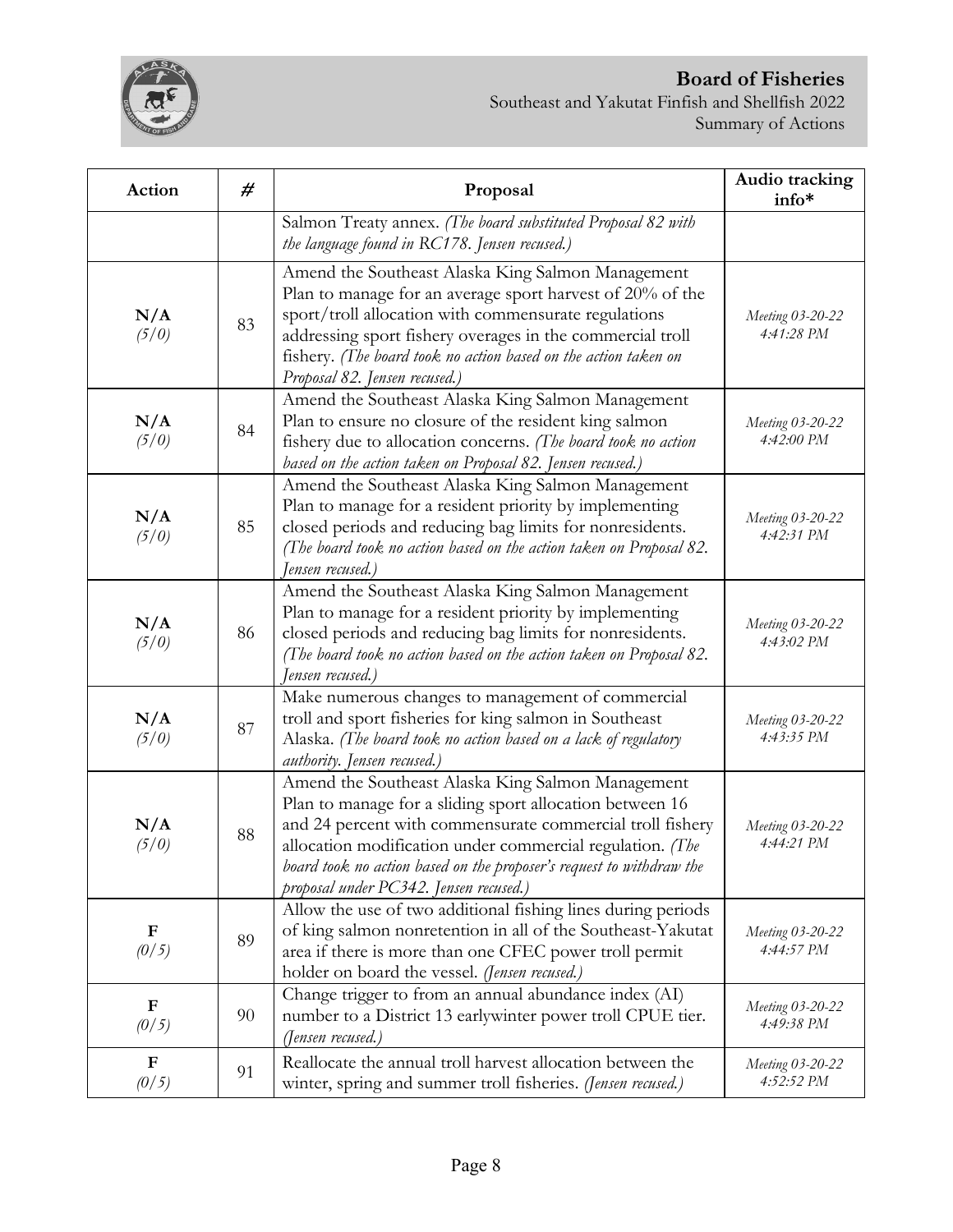| Action | # | Proposal | Audio tracking info* |
|---|---|---|---|
| | | Salmon Treaty annex. *(The board substituted Proposal 82 with the language found in RC178. Jensen recused.)* | |
| **N/A** *(5/0)* | 83 | Amend the Southeast Alaska King Salmon Management Plan to manage for an average sport harvest of 20% of the sport/troll allocation with commensurate regulations addressing sport fishery overages in the commercial troll fishery. *(The board took no action based on the action taken on Proposal 82. Jensen recused.)* | *Meeting 03-20-22 4:41:28 PM* |
| **N/A** *(5/0)* | 84 | Amend the Southeast Alaska King Salmon Management Plan to ensure no closure of the resident king salmon fishery due to allocation concerns. *(The board took no action based on the action taken on Proposal 82. Jensen recused.)* | *Meeting 03-20-22 4:42:00 PM* |
| **N/A** *(5/0)* | 85 | Amend the Southeast Alaska King Salmon Management Plan to manage for a resident priority by implementing closed periods and reducing bag limits for nonresidents. *(The board took no action based on the action taken on Proposal 82. Jensen recused.)* | *Meeting 03-20-22 4:42:31 PM* |
| **N/A** *(5/0)* | 86 | Amend the Southeast Alaska King Salmon Management Plan to manage for a resident priority by implementing closed periods and reducing bag limits for nonresidents. *(The board took no action based on the action taken on Proposal 82. Jensen recused.)* | *Meeting 03-20-22 4:43:02 PM* |
| **N/A** *(5/0)* | 87 | Make numerous changes to management of commercial troll and sport fisheries for king salmon in Southeast Alaska. *(The board took no action based on a lack of regulatory authority. Jensen recused.)* | *Meeting 03-20-22 4:43:35 PM* |
| **N/A** *(5/0)* | 88 | Amend the Southeast Alaska King Salmon Management Plan to manage for a sliding sport allocation between 16 and 24 percent with commensurate commercial troll fishery allocation modification under commercial regulation. *(The board took no action based on the proposer's request to withdraw the proposal under PC342. Jensen recused.)* | *Meeting 03-20-22 4:44:21 PM* |
| **F** *(0/5)* | 89 | Allow the use of two additional fishing lines during periods of king salmon nonretention in all of the Southeast-Yakutat area if there is more than one CFEC power troll permit holder on board the vessel. *(Jensen recused.)* | *Meeting 03-20-22 4:44:57 PM* |
| **F** *(0/5)* | 90 | Change trigger to from an annual abundance index (AI) number to a District 13 earlywinter power troll CPUE tier. *(Jensen recused.)* | *Meeting 03-20-22 4:49:38 PM* |
| **F** *(0/5)* | 91 | Reallocate the annual troll harvest allocation between the winter, spring and summer troll fisheries. *(Jensen recused.)* | *Meeting 03-20-22 4:52:52 PM* |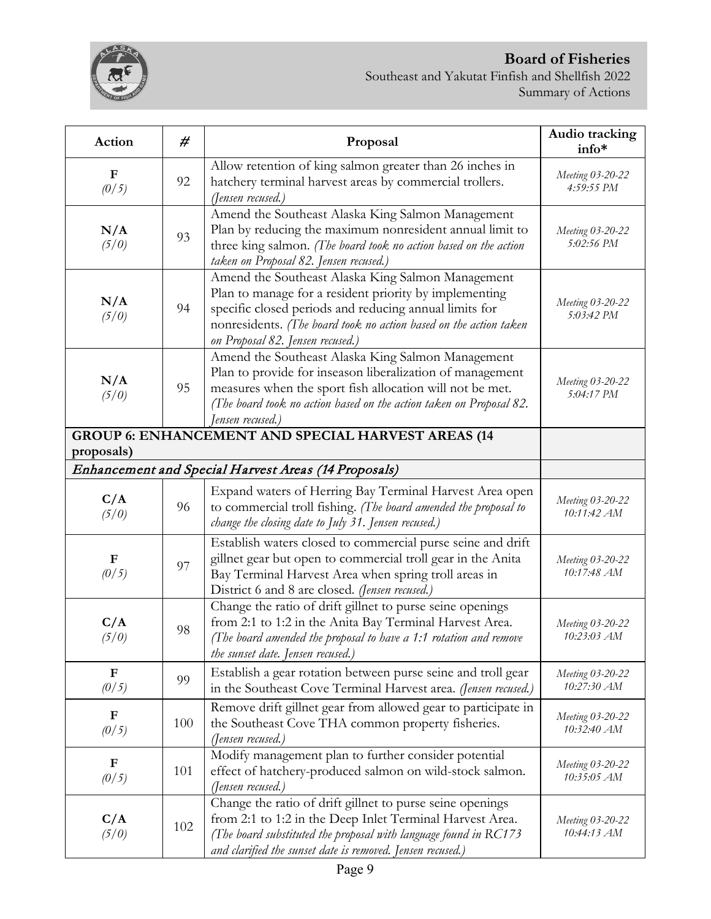| Action | # | Proposal | Audio tracking info* |
| --- | --- | --- | --- |
| **F** *(0/5)* | 92 | Allow retention of king salmon greater than 26 inches in hatchery terminal harvest areas by commercial trollers. *(Jensen recused.)* | *Meeting 03-20-22 4:59:55 PM* |
| **N/A** *(5/0)* | 93 | Amend the Southeast Alaska King Salmon Management Plan by reducing the maximum nonresident annual limit to three king salmon. *(The board took no action based on the action taken on Proposal 82. Jensen recused.)* | *Meeting 03-20-22 5:02:56 PM* |
| **N/A** *(5/0)* | 94 | Amend the Southeast Alaska King Salmon Management Plan to manage for a resident priority by implementing specific closed periods and reducing annual limits for nonresidents. *(The board took no action based on the action taken on Proposal 82. Jensen recused.)* | *Meeting 03-20-22 5:03:42 PM* |
| **N/A** *(5/0)* | 95 | Amend the Southeast Alaska King Salmon Management Plan to provide for inseason liberalization of management measures when the sport fish allocation will not be met. *(The board took no action based on the action taken on Proposal 82. Jensen recused.)* | *Meeting 03-20-22 5:04:17 PM* |
| **GROUP 6: ENHANCEMENT AND SPECIAL HARVEST AREAS (14 proposals)** | | | |
| *Enhancement and Special Harvest Areas (14 Proposals)* | | | |
| **C/A** *(5/0)* | 96 | Expand waters of Herring Bay Terminal Harvest Area open to commercial troll fishing. *(The board amended the proposal to change the closing date to July 31. Jensen recused.)* | *Meeting 03-20-22 10:11:42 AM* |
| **F** *(0/5)* | 97 | Establish waters closed to commercial purse seine and drift gillnet gear but open to commercial troll gear in the Anita Bay Terminal Harvest Area when spring troll areas in District 6 and 8 are closed. *(Jensen recused.)* | *Meeting 03-20-22 10:17:48 AM* |
| **C/A** *(5/0)* | 98 | Change the ratio of drift gillnet to purse seine openings from 2:1 to 1:2 in the Anita Bay Terminal Harvest Area. *(The board amended the proposal to have a 1:1 rotation and remove the sunset date. Jensen recused.)* | *Meeting 03-20-22 10:23:03 AM* |
| **F** *(0/5)* | 99 | Establish a gear rotation between purse seine and troll gear in the Southeast Cove Terminal Harvest area. *(Jensen recused.)* | *Meeting 03-20-22 10:27:30 AM* |
| **F** *(0/5)* | 100 | Remove drift gillnet gear from allowed gear to participate in the Southeast Cove THA common property fisheries. *(Jensen recused.)* | *Meeting 03-20-22 10:32:40 AM* |
| **F** *(0/5)* | 101 | Modify management plan to further consider potential effect of hatchery-produced salmon on wild-stock salmon. *(Jensen recused.)* | *Meeting 03-20-22 10:35:05 AM* |
| **C/A** *(5/0)* | 102 | Change the ratio of drift gillnet to purse seine openings from 2:1 to 1:2 in the Deep Inlet Terminal Harvest Area. *(The board substituted the proposal with language found in RC173 and clarified the sunset date is removed. Jensen recused.)* | *Meeting 03-20-22 10:44:13 AM* |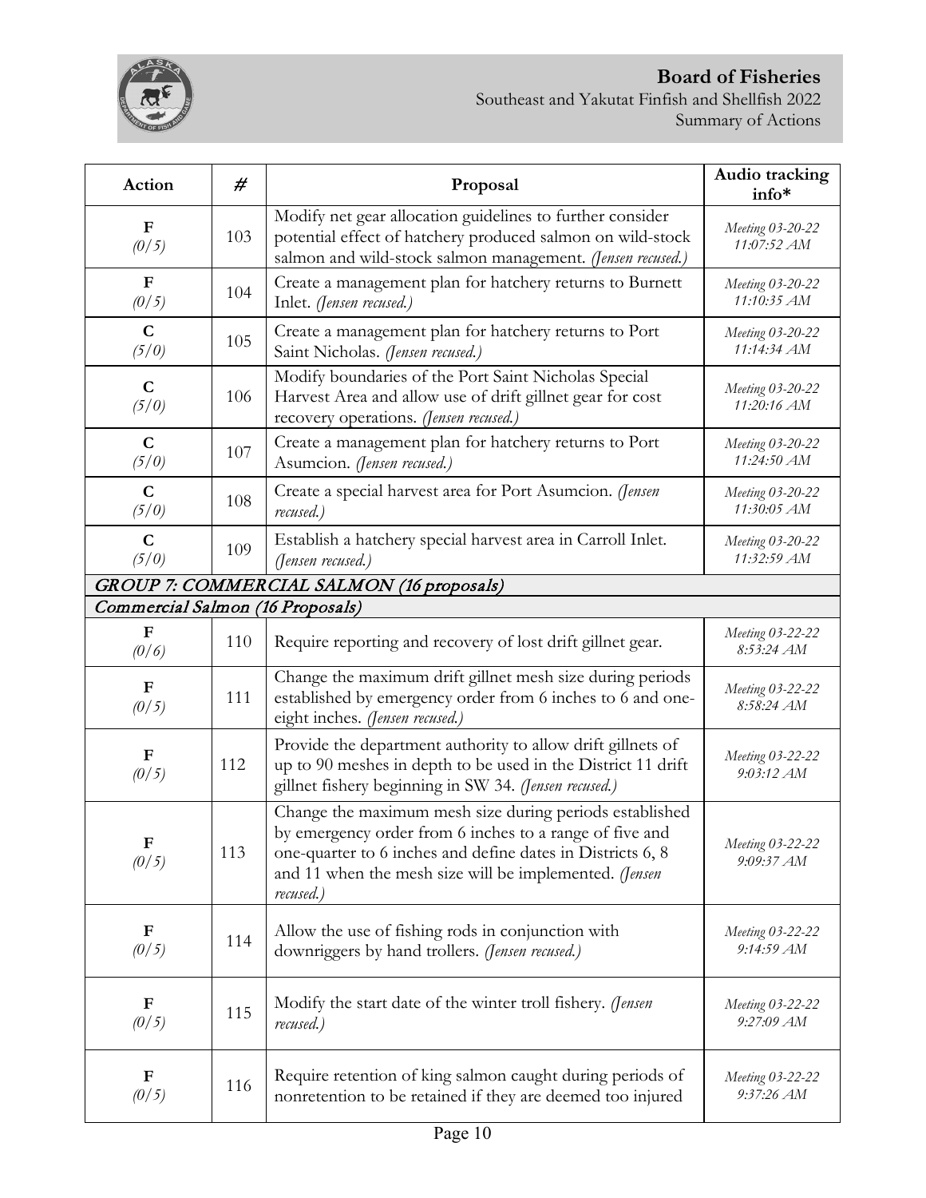| Action | # | Proposal | Audio tracking info* |
|---|---|---|---|
| **F** *(0/5)* | 103 | Modify net gear allocation guidelines to further consider potential effect of hatchery produced salmon on wild-stock salmon and wild-stock salmon management. *(Jensen recused.)* | *Meeting 03-20-22 11:07:52 AM* |
| **F** *(0/5)* | 104 | Create a management plan for hatchery returns to Burnett Inlet. *(Jensen recused.)* | *Meeting 03-20-22 11:10:35 AM* |
| **C** *(5/0)* | 105 | Create a management plan for hatchery returns to Port Saint Nicholas. *(Jensen recused.)* | *Meeting 03-20-22 11:14:34 AM* |
| **C** *(5/0)* | 106 | Modify boundaries of the Port Saint Nicholas Special Harvest Area and allow use of drift gillnet gear for cost recovery operations. *(Jensen recused.)* | *Meeting 03-20-22 11:20:16 AM* |
| **C** *(5/0)* | 107 | Create a management plan for hatchery returns to Port Asumcion. *(Jensen recused.)* | *Meeting 03-20-22 11:24:50 AM* |
| **C** *(5/0)* | 108 | Create a special harvest area for Port Asumcion. *(Jensen recused.)* | *Meeting 03-20-22 11:30:05 AM* |
| **C** *(5/0)* | 109 | Establish a hatchery special harvest area in Carroll Inlet. *(Jensen recused.)* | *Meeting 03-20-22 11:32:59 AM* |
| ***GROUP 7: COMMERCIAL SALMON (16 proposals)*** | | | |
| ***Commercial Salmon (16 Proposals)*** | | | |
| **F** *(0/6)* | 110 | Require reporting and recovery of lost drift gillnet gear. | *Meeting 03-22-22 8:53:24 AM* |
| **F** *(0/5)* | 111 | Change the maximum drift gillnet mesh size during periods established by emergency order from 6 inches to 6 and one-eight inches. *(Jensen recused.)* | *Meeting 03-22-22 8:58:24 AM* |
| **F** *(0/5)* | 112 | Provide the department authority to allow drift gillnets of up to 90 meshes in depth to be used in the District 11 drift gillnet fishery beginning in SW 34. *(Jensen recused.)* | *Meeting 03-22-22 9:03:12 AM* |
| **F** *(0/5)* | 113 | Change the maximum mesh size during periods established by emergency order from 6 inches to a range of five and one-quarter to 6 inches and define dates in Districts 6, 8 and 11 when the mesh size will be implemented. *(Jensen recused.)* | *Meeting 03-22-22 9:09:37 AM* |
| **F** *(0/5)* | 114 | Allow the use of fishing rods in conjunction with downriggers by hand trollers. *(Jensen recused.)* | *Meeting 03-22-22 9:14:59 AM* |
| **F** *(0/5)* | 115 | Modify the start date of the winter troll fishery. *(Jensen recused.)* | *Meeting 03-22-22 9:27:09 AM* |
| **F** *(0/5)* | 116 | Require retention of king salmon caught during periods of nonretention to be retained if they are deemed too injured | *Meeting 03-22-22 9:37:26 AM* |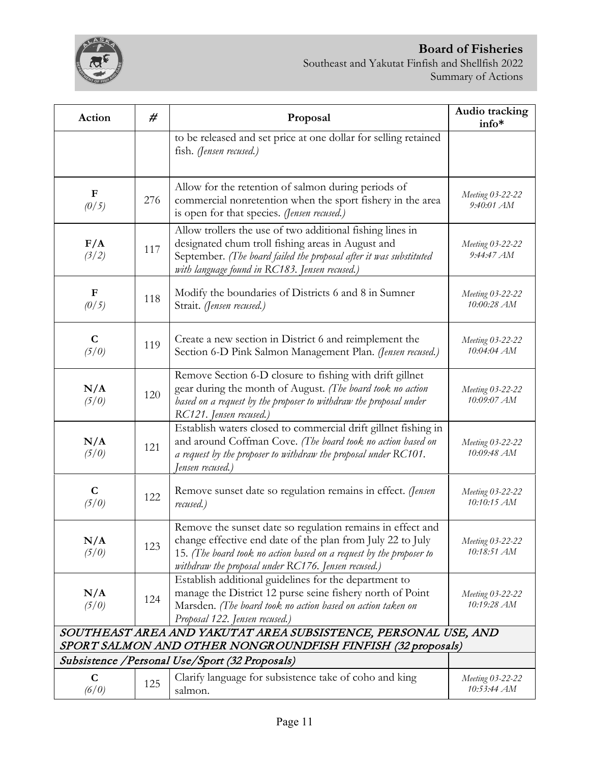| Action | # | Proposal | Audio tracking info* |
|---|---|---|---|
| | | to be released and set price at one dollar for selling retained fish. *(Jensen recused.)* | |
| **F** *(0/5)* | 276 | Allow for the retention of salmon during periods of commercial nonretention when the sport fishery in the area is open for that species. *(Jensen recused.)* | *Meeting 03-22-22 9:40:01 AM* |
| **F/A** *(3/2)* | 117 | Allow trollers the use of two additional fishing lines in designated chum troll fishing areas in August and September. *(The board failed the proposal after it was substituted with language found in RC183. Jensen recused.)* | *Meeting 03-22-22 9:44:47 AM* |
| **F** *(0/5)* | 118 | Modify the boundaries of Districts 6 and 8 in Sumner Strait. *(Jensen recused.)* | *Meeting 03-22-22 10:00:28 AM* |
| **C** *(5/0)* | 119 | Create a new section in District 6 and reimplement the Section 6-D Pink Salmon Management Plan. *(Jensen recused.)* | *Meeting 03-22-22 10:04:04 AM* |
| **N/A** *(5/0)* | 120 | Remove Section 6-D closure to fishing with drift gillnet gear during the month of August. *(The board took no action based on a request by the proposer to withdraw the proposal under RC121. Jensen recused.)* | *Meeting 03-22-22 10:09:07 AM* |
| **N/A** *(5/0)* | 121 | Establish waters closed to commercial drift gillnet fishing in and around Coffman Cove. *(The board took no action based on a request by the proposer to withdraw the proposal under RC101. Jensen recused.)* | *Meeting 03-22-22 10:09:48 AM* |
| **C** *(5/0)* | 122 | Remove sunset date so regulation remains in effect. *(Jensen recused.)* | *Meeting 03-22-22 10:10:15 AM* |
| **N/A** *(5/0)* | 123 | Remove the sunset date so regulation remains in effect and change effective end date of the plan from July 22 to July 15. *(The board took no action based on a request by the proposer to withdraw the proposal under RC176. Jensen recused.)* | *Meeting 03-22-22 10:18:51 AM* |
| **N/A** *(5/0)* | 124 | Establish additional guidelines for the department to manage the District 12 purse seine fishery north of Point Marsden. *(The board took no action based on action taken on Proposal 122. Jensen recused.)* | *Meeting 03-22-22 10:19:28 AM* |
| ***SOUTHEAST AREA AND YAKUTAT AREA SUBSISTENCE, PERSONAL USE, AND SPORT SALMON AND OTHER NONGROUNDFISH FINFISH (32 proposals)*** | | | |
| ***Subsistence /Personal Use/Sport (32 Proposals)*** | | | |
| **C** *(6/0)* | 125 | Clarify language for subsistence take of coho and king salmon. | *Meeting 03-22-22 10:53:44 AM* |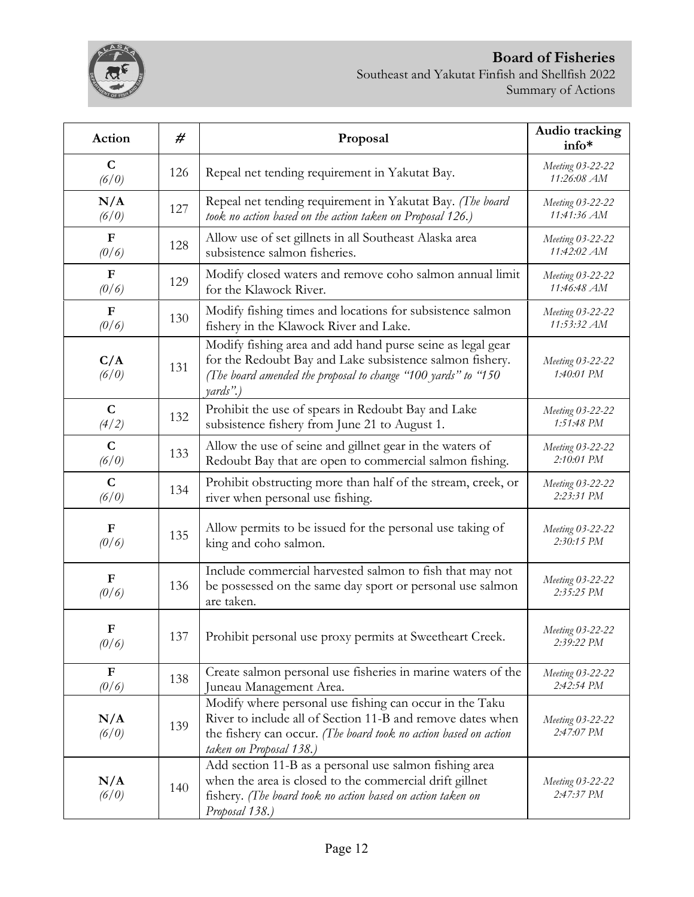| Action | # | Proposal | Audio tracking info* |
|---|---|---|---|
| **C** *(6/0)* | 126 | Repeal net tending requirement in Yakutat Bay. | *Meeting 03-22-22 11:26:08 AM* |
| **N/A** *(6/0)* | 127 | Repeal net tending requirement in Yakutat Bay. *(The board took no action based on the action taken on Proposal 126.)* | *Meeting 03-22-22 11:41:36 AM* |
| **F** *(0/6)* | 128 | Allow use of set gillnets in all Southeast Alaska area subsistence salmon fisheries. | *Meeting 03-22-22 11:42:02 AM* |
| **F** *(0/6)* | 129 | Modify closed waters and remove coho salmon annual limit for the Klawock River. | *Meeting 03-22-22 11:46:48 AM* |
| **F** *(0/6)* | 130 | Modify fishing times and locations for subsistence salmon fishery in the Klawock River and Lake. | *Meeting 03-22-22 11:53:32 AM* |
| **C/A** *(6/0)* | 131 | Modify fishing area and add hand purse seine as legal gear for the Redoubt Bay and Lake subsistence salmon fishery. *(The board amended the proposal to change "100 yards" to "150 yards".)* | *Meeting 03-22-22 1:40:01 PM* |
| **C** *(4/2)* | 132 | Prohibit the use of spears in Redoubt Bay and Lake subsistence fishery from June 21 to August 1. | *Meeting 03-22-22 1:51:48 PM* |
| **C** *(6/0)* | 133 | Allow the use of seine and gillnet gear in the waters of Redoubt Bay that are open to commercial salmon fishing. | *Meeting 03-22-22 2:10:01 PM* |
| **C** *(6/0)* | 134 | Prohibit obstructing more than half of the stream, creek, or river when personal use fishing. | *Meeting 03-22-22 2:23:31 PM* |
| **F** *(0/6)* | 135 | Allow permits to be issued for the personal use taking of king and coho salmon. | *Meeting 03-22-22 2:30:15 PM* |
| **F** *(0/6)* | 136 | Include commercial harvested salmon to fish that may not be possessed on the same day sport or personal use salmon are taken. | *Meeting 03-22-22 2:35:25 PM* |
| **F** *(0/6)* | 137 | Prohibit personal use proxy permits at Sweetheart Creek. | *Meeting 03-22-22 2:39:22 PM* |
| **F** *(0/6)* | 138 | Create salmon personal use fisheries in marine waters of the Juneau Management Area. | *Meeting 03-22-22 2:42:54 PM* |
| **N/A** *(6/0)* | 139 | Modify where personal use fishing can occur in the Taku River to include all of Section 11-B and remove dates when the fishery can occur. *(The board took no action based on action taken on Proposal 138.)* | *Meeting 03-22-22 2:47:07 PM* |
| **N/A** *(6/0)* | 140 | Add section 11-B as a personal use salmon fishing area when the area is closed to the commercial drift gillnet fishery. *(The board took no action based on action taken on Proposal 138.)* | *Meeting 03-22-22 2:47:37 PM* |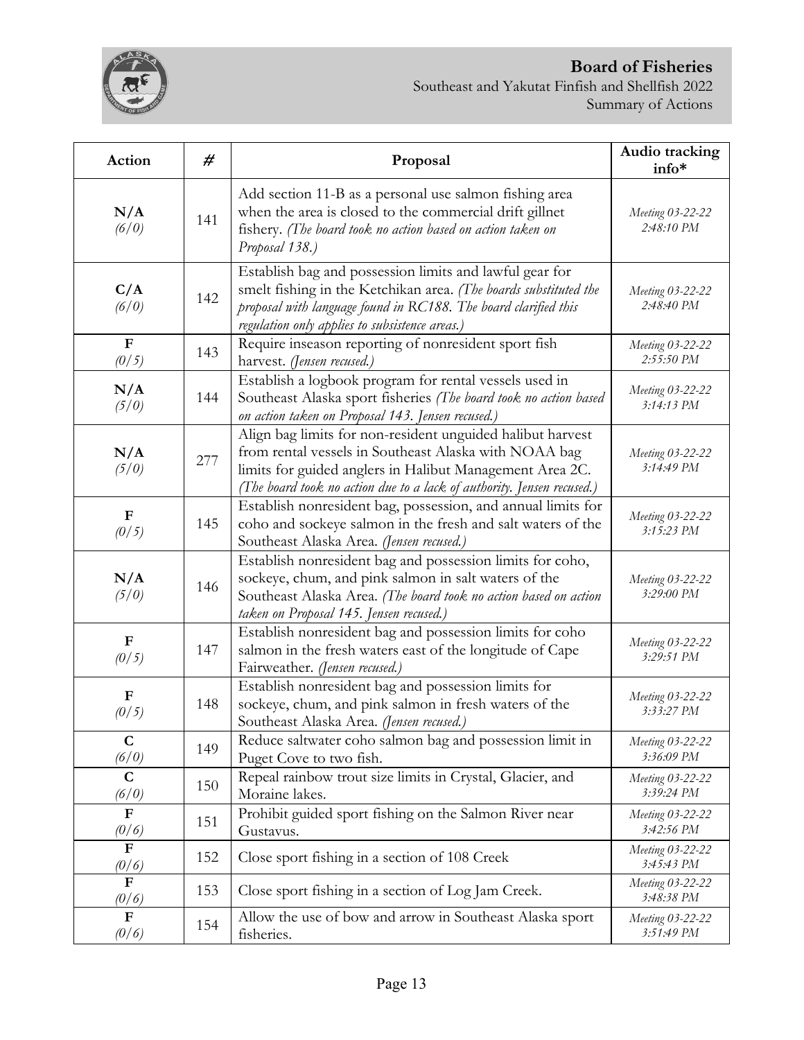| Action | # | Proposal | Audio tracking info* |
|---|---|---|---|
| **N/A** *(6/0)* | 141 | Add section 11-B as a personal use salmon fishing area when the area is closed to the commercial drift gillnet fishery. *(The board took no action based on action taken on Proposal 138.)* | *Meeting 03-22-22 2:48:10 PM* |
| **C/A** *(6/0)* | 142 | Establish bag and possession limits and lawful gear for smelt fishing in the Ketchikan area. *(The boards substituted the proposal with language found in RC188. The board clarified this regulation only applies to subsistence areas.)* | *Meeting 03-22-22 2:48:40 PM* |
| **F** *(0/5)* | 143 | Require inseason reporting of nonresident sport fish harvest. *(Jensen recused.)* | *Meeting 03-22-22 2:55:50 PM* |
| **N/A** *(5/0)* | 144 | Establish a logbook program for rental vessels used in Southeast Alaska sport fisheries *(The board took no action based on action taken on Proposal 143. Jensen recused.)* | *Meeting 03-22-22 3:14:13 PM* |
| **N/A** *(5/0)* | 277 | Align bag limits for non-resident unguided halibut harvest from rental vessels in Southeast Alaska with NOAA bag limits for guided anglers in Halibut Management Area 2C. *(The board took no action due to a lack of authority. Jensen recused.)* | *Meeting 03-22-22 3:14:49 PM* |
| **F** *(0/5)* | 145 | Establish nonresident bag, possession, and annual limits for coho and sockeye salmon in the fresh and salt waters of the Southeast Alaska Area. *(Jensen recused.)* | *Meeting 03-22-22 3:15:23 PM* |
| **N/A** *(5/0)* | 146 | Establish nonresident bag and possession limits for coho, sockeye, chum, and pink salmon in salt waters of the Southeast Alaska Area. *(The board took no action based on action taken on Proposal 145. Jensen recused.)* | *Meeting 03-22-22 3:29:00 PM* |
| **F** *(0/5)* | 147 | Establish nonresident bag and possession limits for coho salmon in the fresh waters east of the longitude of Cape Fairweather. *(Jensen recused.)* | *Meeting 03-22-22 3:29:51 PM* |
| **F** *(0/5)* | 148 | Establish nonresident bag and possession limits for sockeye, chum, and pink salmon in fresh waters of the Southeast Alaska Area. *(Jensen recused.)* | *Meeting 03-22-22 3:33:27 PM* |
| **C** *(6/0)* | 149 | Reduce saltwater coho salmon bag and possession limit in Puget Cove to two fish. | *Meeting 03-22-22 3:36:09 PM* |
| **C** *(6/0)* | 150 | Repeal rainbow trout size limits in Crystal, Glacier, and Moraine lakes. | *Meeting 03-22-22 3:39:24 PM* |
| **F** *(0/6)* | 151 | Prohibit guided sport fishing on the Salmon River near Gustavus. | *Meeting 03-22-22 3:42:56 PM* |
| **F** *(0/6)* | 152 | Close sport fishing in a section of 108 Creek | *Meeting 03-22-22 3:45:43 PM* |
| **F** *(0/6)* | 153 | Close sport fishing in a section of Log Jam Creek. | *Meeting 03-22-22 3:48:38 PM* |
| **F** *(0/6)* | 154 | Allow the use of bow and arrow in Southeast Alaska sport fisheries. | *Meeting 03-22-22 3:51:49 PM* |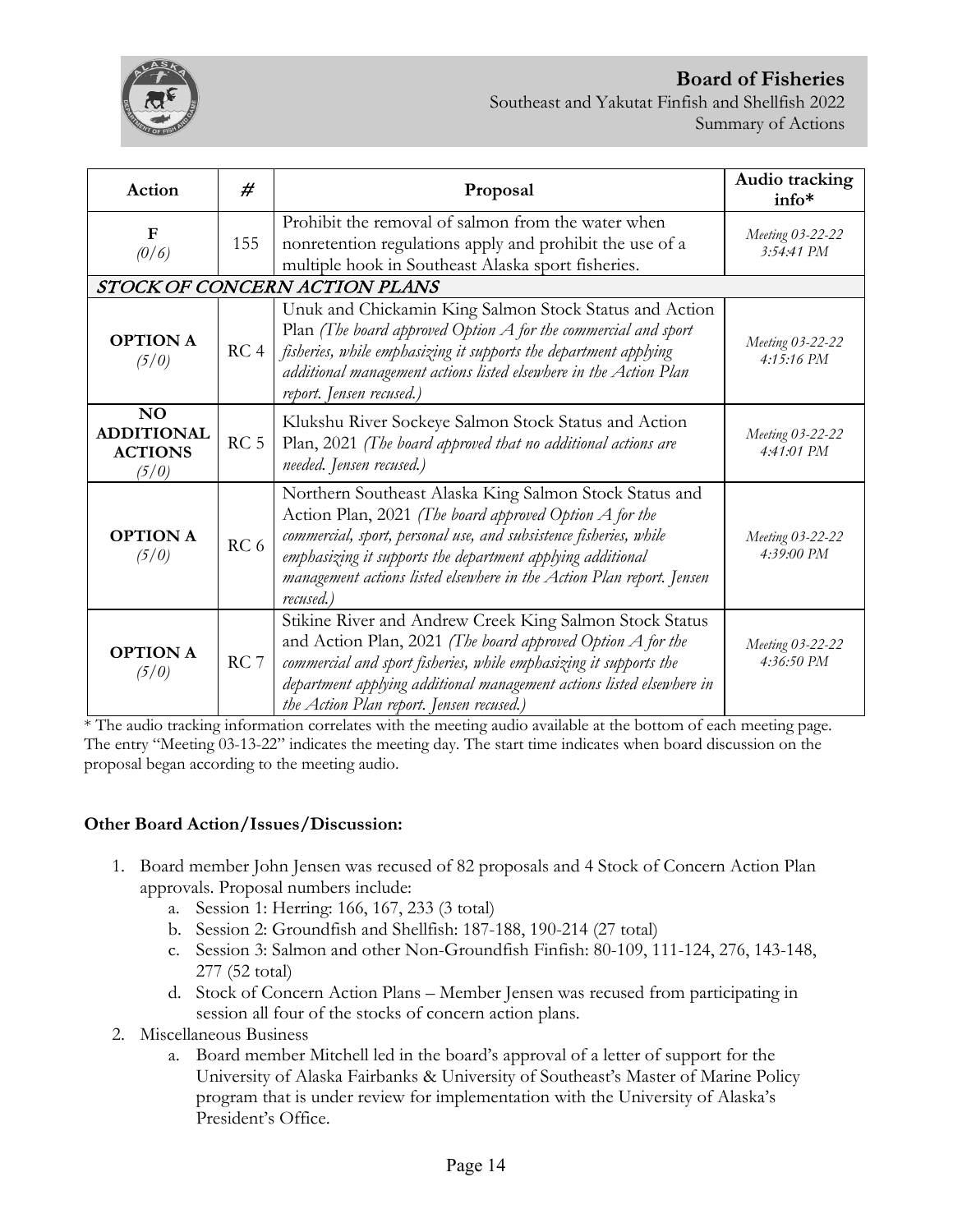| Action | # | Proposal | Audio tracking info* |
|---|---|---|---|
| **F** *(0/6)* | 155 | Prohibit the removal of salmon from the water when nonretention regulations apply and prohibit the use of a multiple hook in Southeast Alaska sport fisheries. | *Meeting 03-22-22 3:54:41 PM* |
| ***STOCK OF CONCERN ACTION PLANS*** | | | |
| **OPTION A** *(5/0)* | RC 4 | Unuk and Chickamin King Salmon Stock Status and Action Plan *(The board approved Option A for the commercial and sport fisheries, while emphasizing it supports the department applying additional management actions listed elsewhere in the Action Plan report. Jensen recused.)* | *Meeting 03-22-22 4:15:16 PM* |
| **NO ADDITIONAL ACTIONS** *(5/0)* | RC 5 | Klukshu River Sockeye Salmon Stock Status and Action Plan, 2021 *(The board approved that no additional actions are needed. Jensen recused.)* | *Meeting 03-22-22 4:41:01 PM* |
| **OPTION A** *(5/0)* | RC 6 | Northern Southeast Alaska King Salmon Stock Status and Action Plan, 2021 *(The board approved Option A for the commercial, sport, personal use, and subsistence fisheries, while emphasizing it supports the department applying additional management actions listed elsewhere in the Action Plan report. Jensen recused.)* | *Meeting 03-22-22 4:39:00 PM* |
| **OPTION A** *(5/0)* | RC 7 | Stikine River and Andrew Creek King Salmon Stock Status and Action Plan, 2021 *(The board approved Option A for the commercial and sport fisheries, while emphasizing it supports the department applying additional management actions listed elsewhere in the Action Plan report. Jensen recused.)* | *Meeting 03-22-22 4:36:50 PM* |

* The audio tracking information correlates with the meeting audio available at the bottom of each meeting page. The entry "Meeting 03-13-22" indicates the meeting day. The start time indicates when board discussion on the proposal began according to the meeting audio.

**Other Board Action/Issues/Discussion:**

1. Board member John Jensen was recused of 82 proposals and 4 Stock of Concern Action Plan approvals. Proposal numbers include:
   a. Session 1: Herring: 166, 167, 233 (3 total)
   b. Session 2: Groundfish and Shellfish: 187-188, 190-214 (27 total)
   c. Session 3: Salmon and other Non-Groundfish Finfish: 80-109, 111-124, 276, 143-148, 277 (52 total)
   d. Stock of Concern Action Plans – Member Jensen was recused from participating in session all four of the stocks of concern action plans.
2. Miscellaneous Business
   a. Board member Mitchell led in the board's approval of a letter of support for the University of Alaska Fairbanks & University of Southeast's Master of Marine Policy program that is under review for implementation with the University of Alaska's President's Office.